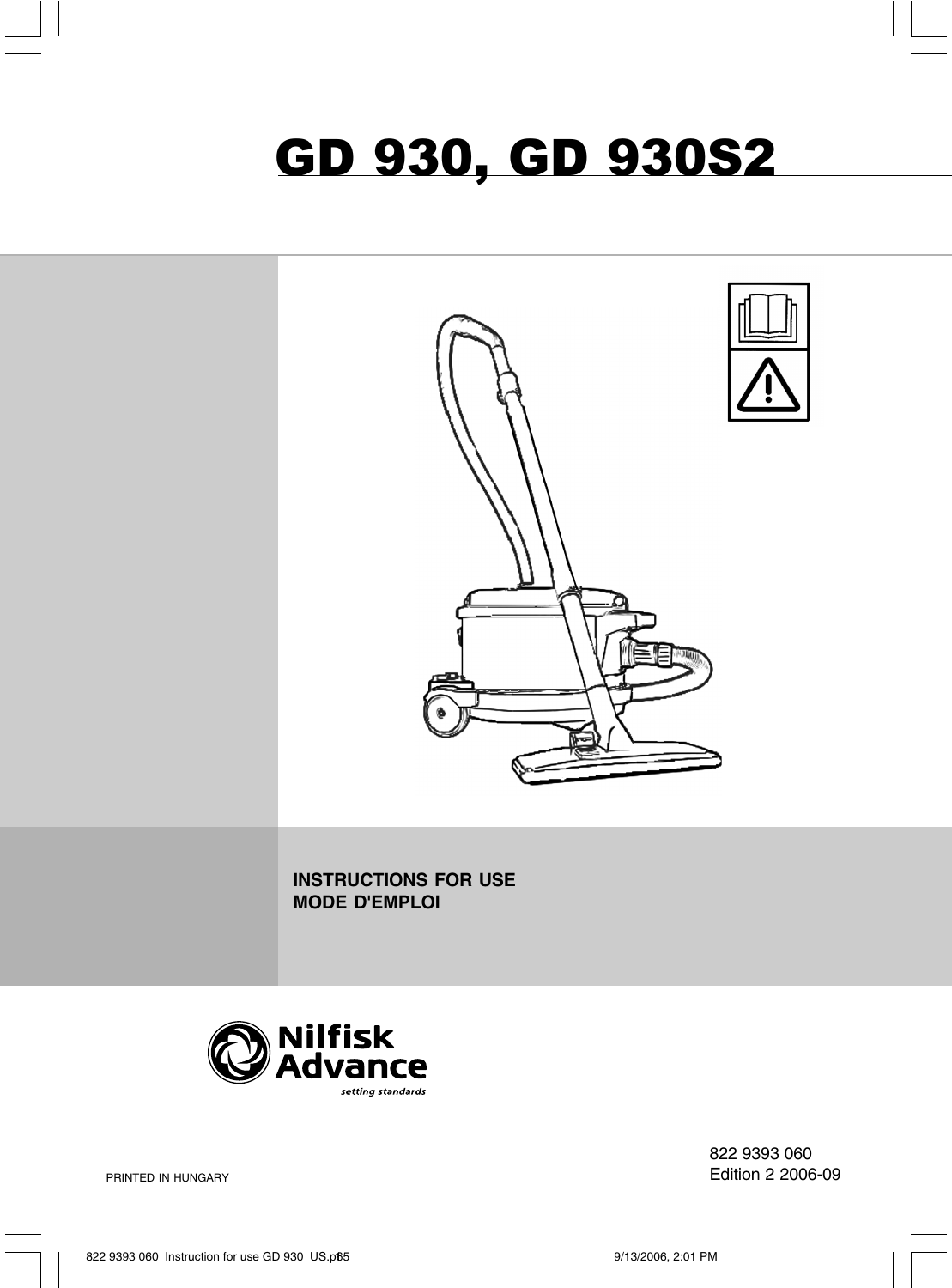# GD 930, GD 930S2

**INSTRUCTIONS FOR USE**
**MODE D'EMPLOI**

Nilfisk Advance
*setting standards*

822 9393 060
Edition 2 2006-09

PRINTED IN HUNGARY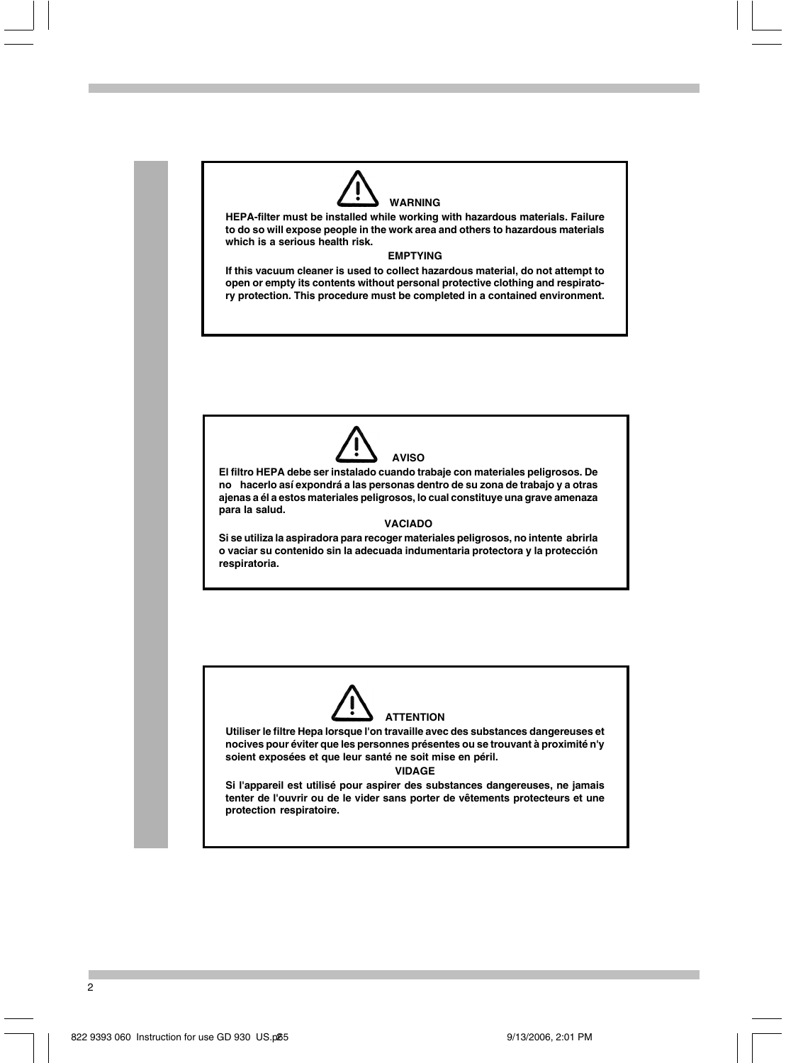**⚠ WARNING**

**HEPA-filter must be installed while working with hazardous materials. Failure to do so will expose people in the work area and others to hazardous materials which is a serious health risk.**

**EMPTYING**

**If this vacuum cleaner is used to collect hazardous material, do not attempt to open or empty its contents without personal protective clothing and respiratory protection. This procedure must be completed in a contained environment.**

**⚠ AVISO**

**El filtro HEPA debe ser instalado cuando trabaje con materiales peligrosos. De no hacerlo así expondrá a las personas dentro de su zona de trabajo y a otras ajenas a él a estos materiales peligrosos, lo cual constituye una grave amenaza para la salud.**

**VACIADO**

**Si se utiliza la aspiradora para recoger materiales peligrosos, no intente abrirla o vaciar su contenido sin la adecuada indumentaria protectora y la protección respiratoria.**

**⚠ ATTENTION**

**Utiliser le filtre Hepa lorsque l'on travaille avec des substances dangereuses et nocives pour éviter que les personnes présentes ou se trouvant à proximité n'y soient exposées et que leur santé ne soit mise en péril.**

**VIDAGE**

**Si l'appareil est utilisé pour aspirer des substances dangereuses, ne jamais tenter de l'ouvrir ou de le vider sans porter de vêtements protecteurs et une protection respiratoire.**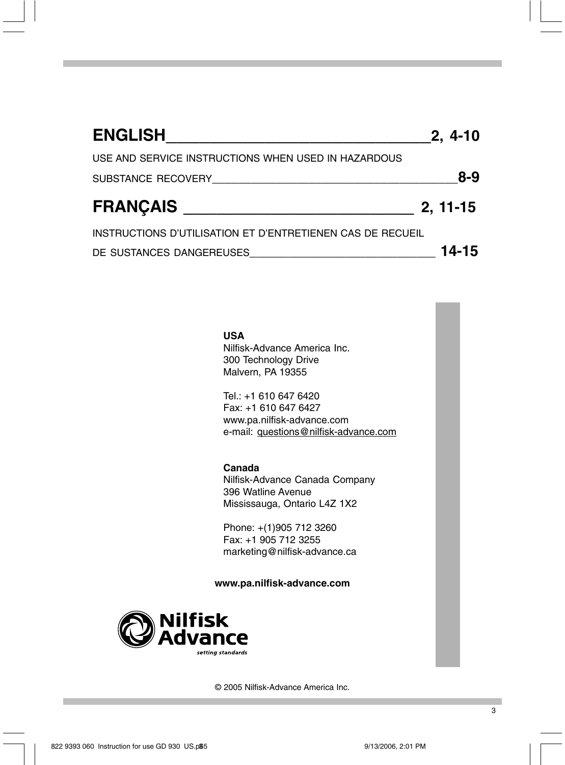## ENGLISH __________________________________ 2, 4-10

USE AND SERVICE INSTRUCTIONS WHEN USED IN HAZARDOUS SUBSTANCE RECOVERY __________________________________ **8-9**

## FRANÇAIS __________________________________ 2, 11-15

INSTRUCTIONS D'UTILISATION ET D'ENTRETIENEN CAS DE RECUEIL DE SUSTANCES DANGEREUSES __________________________________ **14-15**

**USA**
Nilfisk-Advance America Inc.
300 Technology Drive
Malvern, PA 19355

Tel.: +1 610 647 6420
Fax: +1 610 647 6427
www.pa.nilfisk-advance.com
e-mail: questions@nilfisk-advance.com

**Canada**
Nilfisk-Advance Canada Company
396 Watline Avenue
Mississauga, Ontario L4Z 1X2

Phone: +(1)905 712 3260
Fax: +1 905 712 3255
marketing@nilfisk-advance.ca

**www.pa.nilfisk-advance.com**

Nilfisk Advance
*setting standards*

© 2005 Nilfisk-Advance America Inc.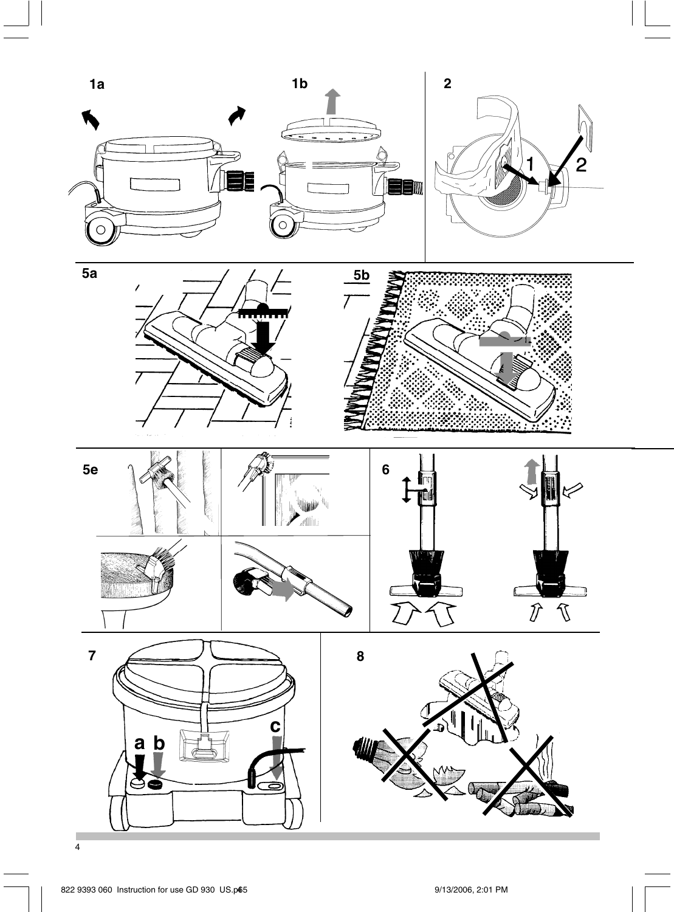1a

1b

2

1 2

5a

5b

5e

6

7

a b c

8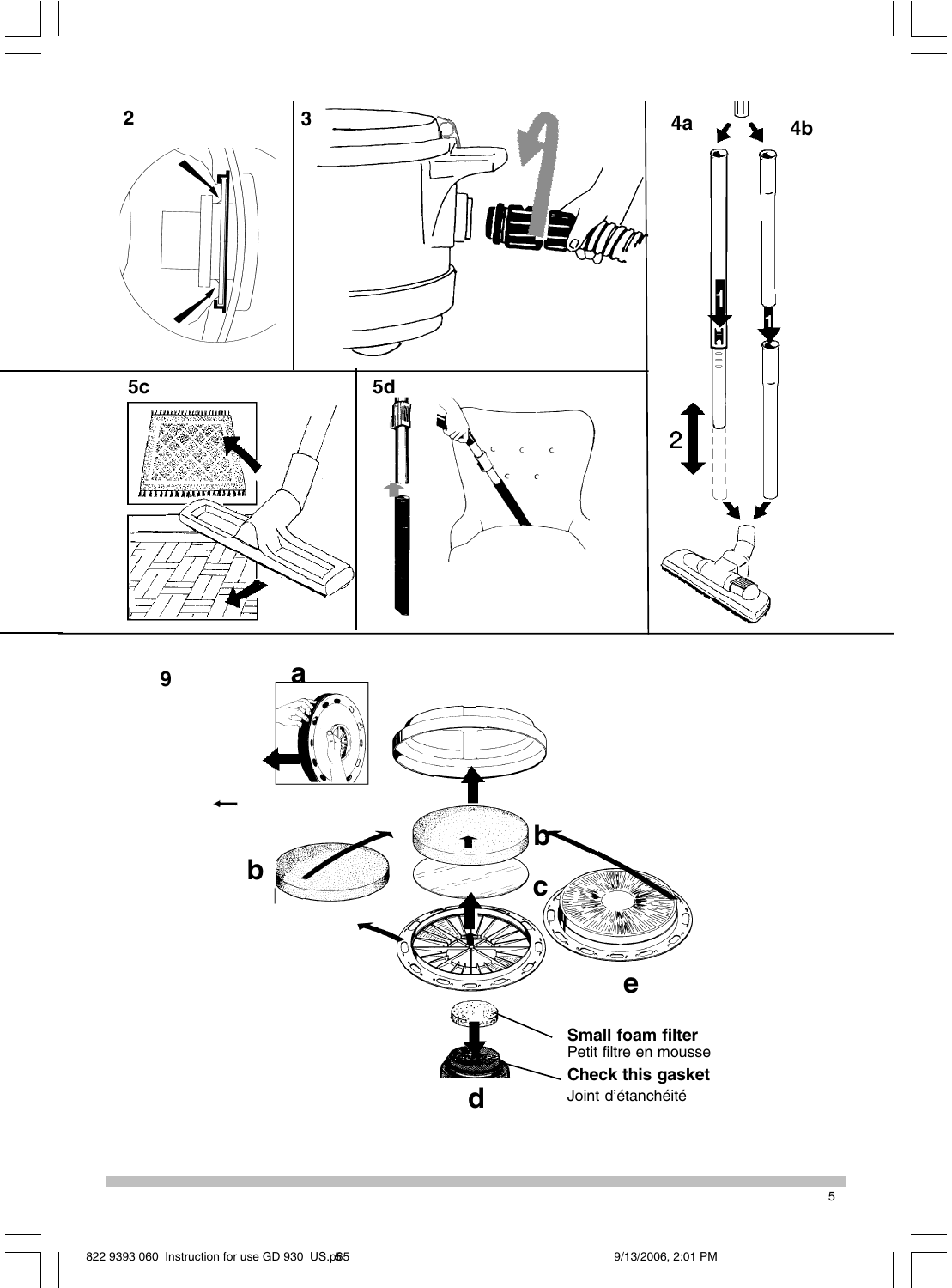2

3

4a

4b

5c

5d

9

a

b

b

c

e

**Small foam filter**
Petit filtre en mousse

**Check this gasket**
Joint d'étanchéité

d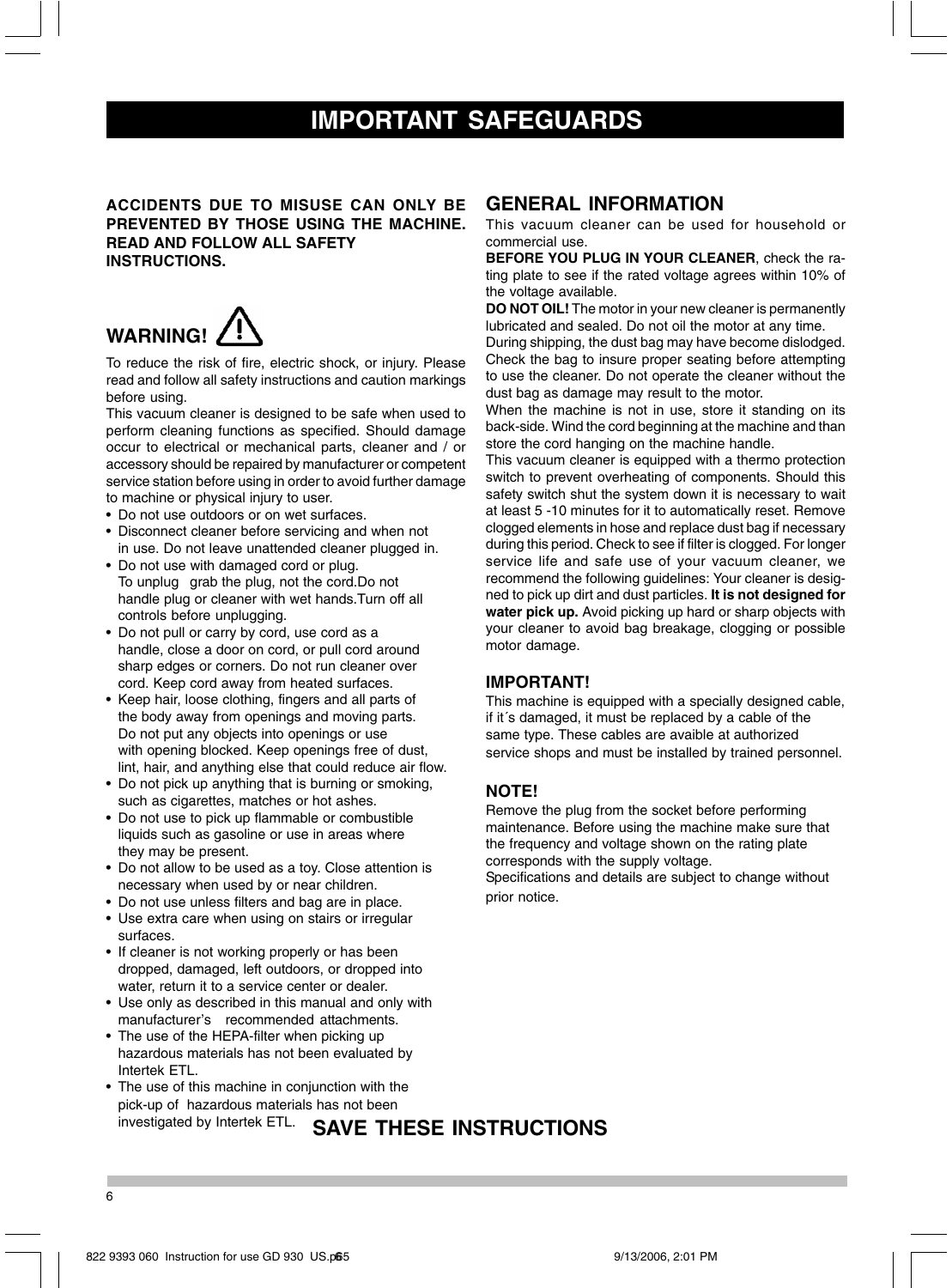# IMPORTANT SAFEGUARDS

**ACCIDENTS DUE TO MISUSE CAN ONLY BE PREVENTED BY THOSE USING THE MACHINE. READ AND FOLLOW ALL SAFETY INSTRUCTIONS.**

## WARNING!

To reduce the risk of fire, electric shock, or injury. Please read and follow all safety instructions and caution markings before using.

This vacuum cleaner is designed to be safe when used to perform cleaning functions as specified. Should damage occur to electrical or mechanical parts, cleaner and / or accessory should be repaired by manufacturer or competent service station before using in order to avoid further damage to machine or physical injury to user.

- Do not use outdoors or on wet surfaces.
- Disconnect cleaner before servicing and when not in use. Do not leave unattended cleaner plugged in.
- Do not use with damaged cord or plug. To unplug grab the plug, not the cord.Do not handle plug or cleaner with wet hands.Turn off all controls before unplugging.
- Do not pull or carry by cord, use cord as a handle, close a door on cord, or pull cord around sharp edges or corners. Do not run cleaner over cord. Keep cord away from heated surfaces.
- Keep hair, loose clothing, fingers and all parts of the body away from openings and moving parts. Do not put any objects into openings or use with opening blocked. Keep openings free of dust, lint, hair, and anything else that could reduce air flow.
- Do not pick up anything that is burning or smoking, such as cigarettes, matches or hot ashes.
- Do not use to pick up flammable or combustible liquids such as gasoline or use in areas where they may be present.
- Do not allow to be used as a toy. Close attention is necessary when used by or near children.
- Do not use unless filters and bag are in place.
- Use extra care when using on stairs or irregular surfaces.
- If cleaner is not working properly or has been dropped, damaged, left outdoors, or dropped into water, return it to a service center or dealer.
- Use only as described in this manual and only with manufacturer's recommended attachments.
- The use of the HEPA-filter when picking up hazardous materials has not been evaluated by Intertek ETL.
- The use of this machine in conjunction with the pick-up of hazardous materials has not been investigated by Intertek ETL.

## GENERAL INFORMATION

This vacuum cleaner can be used for household or commercial use.

**BEFORE YOU PLUG IN YOUR CLEANER**, check the rating plate to see if the rated voltage agrees within 10% of the voltage available.

**DO NOT OIL!** The motor in your new cleaner is permanently lubricated and sealed. Do not oil the motor at any time.

During shipping, the dust bag may have become dislodged. Check the bag to insure proper seating before attempting to use the cleaner. Do not operate the cleaner without the dust bag as damage may result to the motor.

When the machine is not in use, store it standing on its back-side. Wind the cord beginning at the machine and than store the cord hanging on the machine handle.

This vacuum cleaner is equipped with a thermo protection switch to prevent overheating of components. Should this safety switch shut the system down it is necessary to wait at least 5 -10 minutes for it to automatically reset. Remove clogged elements in hose and replace dust bag if necessary during this period. Check to see if filter is clogged. For longer service life and safe use of your vacuum cleaner, we recommend the following guidelines: Your cleaner is designed to pick up dirt and dust particles. **It is not designed for water pick up.** Avoid picking up hard or sharp objects with your cleaner to avoid bag breakage, clogging or possible motor damage.

### IMPORTANT!

This machine is equipped with a specially designed cable, if it´s damaged, it must be replaced by a cable of the same type. These cables are avaible at authorized service shops and must be installed by trained personnel.

### NOTE!

Remove the plug from the socket before performing maintenance. Before using the machine make sure that the frequency and voltage shown on the rating plate corresponds with the supply voltage.

Specifications and details are subject to change without prior notice.

**SAVE THESE INSTRUCTIONS**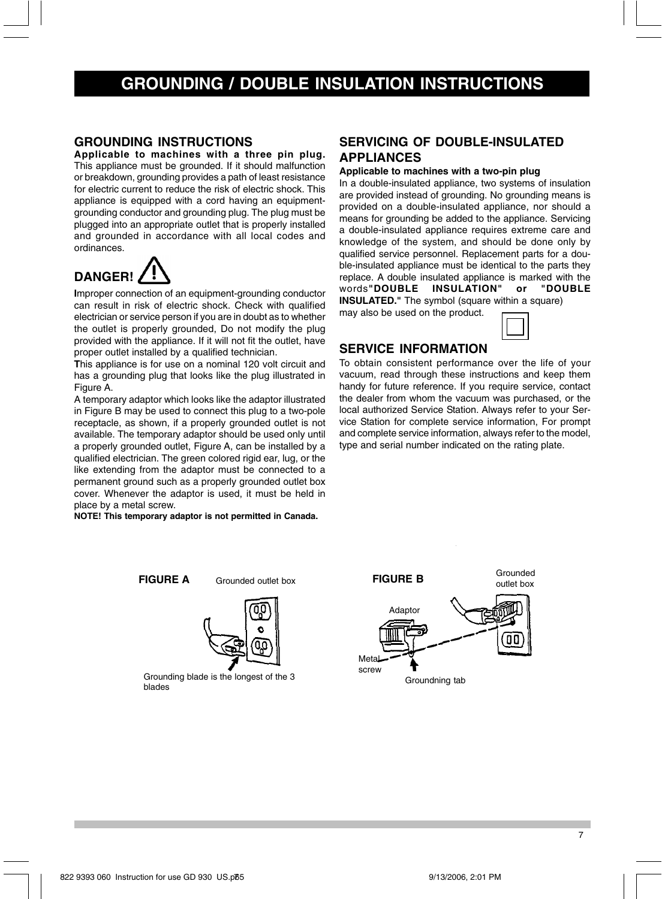# GROUNDING / DOUBLE INSULATION INSTRUCTIONS

## GROUNDING INSTRUCTIONS

**Applicable to machines with a three pin plug.** This appliance must be grounded. If it should malfunction or breakdown, grounding provides a path of least resistance for electric current to reduce the risk of electric shock. This appliance is equipped with a cord having an equipment-grounding conductor and grounding plug. The plug must be plugged into an appropriate outlet that is properly installed and grounded in accordance with all local codes and ordinances.

## DANGER!

**I**mproper connection of an equipment-grounding conductor can result in risk of electric shock. Check with qualified electrician or service person if you are in doubt as to whether the outlet is properly grounded, Do not modify the plug provided with the appliance. If it will not fit the outlet, have proper outlet installed by a qualified technician.

**T**his appliance is for use on a nominal 120 volt circuit and has a grounding plug that looks like the plug illustrated in Figure A.

A temporary adaptor which looks like the adaptor illustrated in Figure B may be used to connect this plug to a two-pole receptacle, as shown, if a properly grounded outlet is not available. The temporary adaptor should be used only until a properly grounded outlet, Figure A, can be installed by a qualified electrician. The green colored rigid ear, lug, or the like extending from the adaptor must be connected to a permanent ground such as a properly grounded outlet box cover. Whenever the adaptor is used, it must be held in place by a metal screw.

**NOTE! This temporary adaptor is not permitted in Canada.**

## SERVICING OF DOUBLE-INSULATED APPLIANCES

**Applicable to machines with a two-pin plug**

In a double-insulated appliance, two systems of insulation are provided instead of grounding. No grounding means is provided on a double-insulated appliance, nor should a means for grounding be added to the appliance. Servicing a double-insulated appliance requires extreme care and knowledge of the system, and should be done only by qualified service personnel. Replacement parts for a double-insulated appliance must be identical to the parts they replace. A double insulated appliance is marked with the words **"DOUBLE INSULATION" or "DOUBLE INSULATED."** The symbol (square within a square) may also be used on the product.

## SERVICE INFORMATION

To obtain consistent performance over the life of your vacuum, read through these instructions and keep them handy for future reference. If you require service, contact the dealer from whom the vacuum was purchased, or the local authorized Service Station. Always refer to your Service Station for complete service information, For prompt and complete service information, always refer to the model, type and serial number indicated on the rating plate.

**FIGURE A**

Grounded outlet box

Grounding blade is the longest of the 3 blades

**FIGURE B**

Grounded outlet box

Adaptor

Metal screw

Groundning tab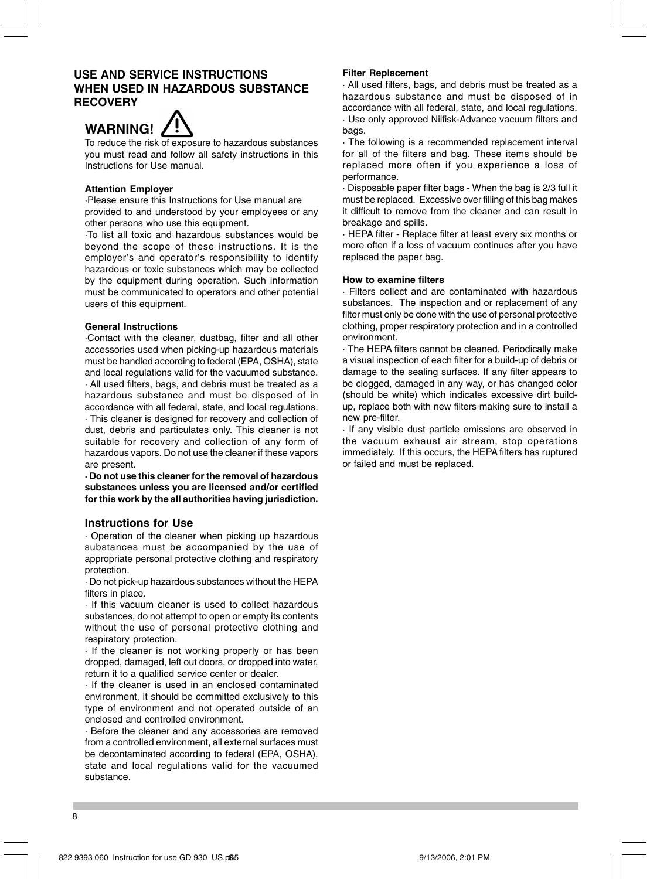# USE AND SERVICE INSTRUCTIONS WHEN USED IN HAZARDOUS SUBSTANCE RECOVERY

## WARNING!

To reduce the risk of exposure to hazardous substances you must read and follow all safety instructions in this Instructions for Use manual.

**Attention Employer**

·Please ensure this Instructions for Use manual are provided to and understood by your employees or any other persons who use this equipment.

·To list all toxic and hazardous substances would be beyond the scope of these instructions. It is the employer's and operator's responsibility to identify hazardous or toxic substances which may be collected by the equipment during operation. Such information must be communicated to operators and other potential users of this equipment.

**General Instructions**

·Contact with the cleaner, dustbag, filter and all other accessories used when picking-up hazardous materials must be handled according to federal (EPA, OSHA), state and local regulations valid for the vacuumed substance.

· All used filters, bags, and debris must be treated as a hazardous substance and must be disposed of in accordance with all federal, state, and local regulations.

· This cleaner is designed for recovery and collection of dust, debris and particulates only. This cleaner is not suitable for recovery and collection of any form of hazardous vapors. Do not use the cleaner if these vapors are present.

**· Do not use this cleaner for the removal of hazardous substances unless you are licensed and/or certified for this work by the all authorities having jurisdiction.**

## Instructions for Use

· Operation of the cleaner when picking up hazardous substances must be accompanied by the use of appropriate personal protective clothing and respiratory protection.

· Do not pick-up hazardous substances without the HEPA filters in place.

· If this vacuum cleaner is used to collect hazardous substances, do not attempt to open or empty its contents without the use of personal protective clothing and respiratory protection.

· If the cleaner is not working properly or has been dropped, damaged, left out doors, or dropped into water, return it to a qualified service center or dealer.

· If the cleaner is used in an enclosed contaminated environment, it should be committed exclusively to this type of environment and not operated outside of an enclosed and controlled environment.

· Before the cleaner and any accessories are removed from a controlled environment, all external surfaces must be decontaminated according to federal (EPA, OSHA), state and local regulations valid for the vacuumed substance.

**Filter Replacement**

· All used filters, bags, and debris must be treated as a hazardous substance and must be disposed of in accordance with all federal, state, and local regulations.

· Use only approved Nilfisk-Advance vacuum filters and bags.

· The following is a recommended replacement interval for all of the filters and bag. These items should be replaced more often if you experience a loss of performance.

· Disposable paper filter bags - When the bag is 2/3 full it must be replaced. Excessive over filling of this bag makes it difficult to remove from the cleaner and can result in breakage and spills.

· HEPA filter - Replace filter at least every six months or more often if a loss of vacuum continues after you have replaced the paper bag.

**How to examine filters**

· Filters collect and are contaminated with hazardous substances. The inspection and or replacement of any filter must only be done with the use of personal protective clothing, proper respiratory protection and in a controlled environment.

· The HEPA filters cannot be cleaned. Periodically make a visual inspection of each filter for a build-up of debris or damage to the sealing surfaces. If any filter appears to be clogged, damaged in any way, or has changed color (should be white) which indicates excessive dirt build-up, replace both with new filters making sure to install a new pre-filter.

· If any visible dust particle emissions are observed in the vacuum exhaust air stream, stop operations immediately. If this occurs, the HEPA filters has ruptured or failed and must be replaced.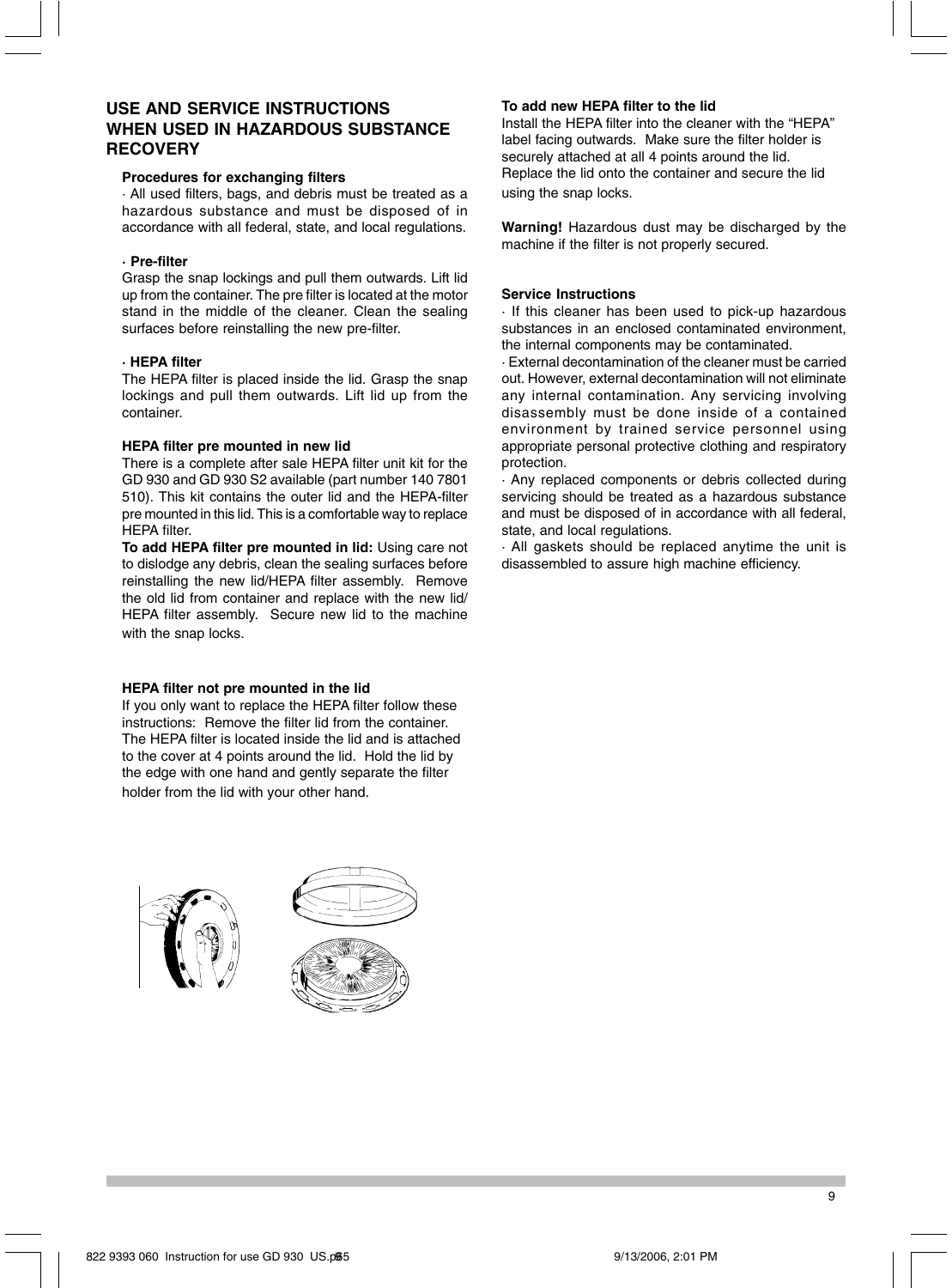## USE AND SERVICE INSTRUCTIONS WHEN USED IN HAZARDOUS SUBSTANCE RECOVERY

**Procedures for exchanging filters**

· All used filters, bags, and debris must be treated as a hazardous substance and must be disposed of in accordance with all federal, state, and local regulations.

**· Pre-filter**

Grasp the snap lockings and pull them outwards. Lift lid up from the container. The pre filter is located at the motor stand in the middle of the cleaner. Clean the sealing surfaces before reinstalling the new pre-filter.

**· HEPA filter**

The HEPA filter is placed inside the lid. Grasp the snap lockings and pull them outwards. Lift lid up from the container.

**HEPA filter pre mounted in new lid**

There is a complete after sale HEPA filter unit kit for the GD 930 and GD 930 S2 available (part number 140 7801 510). This kit contains the outer lid and the HEPA-filter pre mounted in this lid. This is a comfortable way to replace HEPA filter.

**To add HEPA filter pre mounted in lid:** Using care not to dislodge any debris, clean the sealing surfaces before reinstalling the new lid/HEPA filter assembly. Remove the old lid from container and replace with the new lid/ HEPA filter assembly. Secure new lid to the machine with the snap locks.

**HEPA filter not pre mounted in the lid**

If you only want to replace the HEPA filter follow these instructions: Remove the filter lid from the container. The HEPA filter is located inside the lid and is attached to the cover at 4 points around the lid. Hold the lid by the edge with one hand and gently separate the filter holder from the lid with your other hand.

**To add new HEPA filter to the lid**

Install the HEPA filter into the cleaner with the "HEPA" label facing outwards. Make sure the filter holder is securely attached at all 4 points around the lid. Replace the lid onto the container and secure the lid using the snap locks.

**Warning!** Hazardous dust may be discharged by the machine if the filter is not properly secured.

**Service Instructions**

· If this cleaner has been used to pick-up hazardous substances in an enclosed contaminated environment, the internal components may be contaminated.

· External decontamination of the cleaner must be carried out. However, external decontamination will not eliminate any internal contamination. Any servicing involving disassembly must be done inside of a contained environment by trained service personnel using appropriate personal protective clothing and respiratory protection.

· Any replaced components or debris collected during servicing should be treated as a hazardous substance and must be disposed of in accordance with all federal, state, and local regulations.

· All gaskets should be replaced anytime the unit is disassembled to assure high machine efficiency.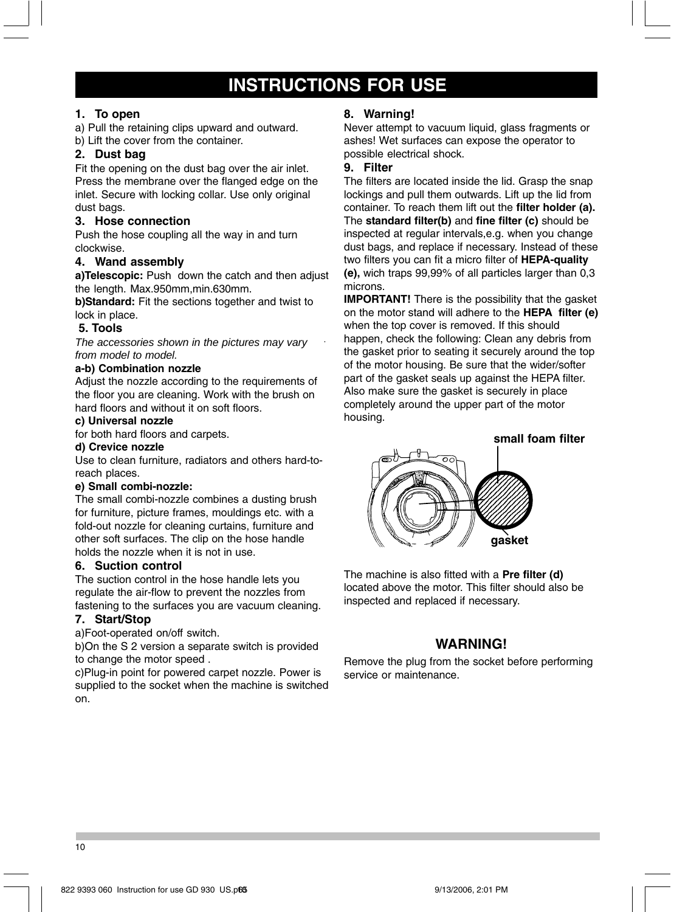# INSTRUCTIONS FOR USE

### 1. To open

a) Pull the retaining clips upward and outward.
b) Lift the cover from the container.

### 2. Dust bag

Fit the opening on the dust bag over the air inlet. Press the membrane over the flanged edge on the inlet. Secure with locking collar. Use only original dust bags.

### 3. Hose connection

Push the hose coupling all the way in and turn clockwise.

### 4. Wand assembly

**a)Telescopic:** Push down the catch and then adjust the length. Max.950mm,min.630mm.
**b)Standard:** Fit the sections together and twist to lock in place.

### 5. Tools

*The accessories shown in the pictures may vary from model to model.*

**a-b) Combination nozzle**
Adjust the nozzle according to the requirements of the floor you are cleaning. Work with the brush on hard floors and without it on soft floors.

**c) Universal nozzle**
for both hard floors and carpets.

**d) Crevice nozzle**
Use to clean furniture, radiators and others hard-to-reach places.

**e) Small combi-nozzle:**
The small combi-nozzle combines a dusting brush for furniture, picture frames, mouldings etc. with a fold-out nozzle for cleaning curtains, furniture and other soft surfaces. The clip on the hose handle holds the nozzle when it is not in use.

### 6. Suction control

The suction control in the hose handle lets you regulate the air-flow to prevent the nozzles from fastening to the surfaces you are vacuum cleaning.

### 7. Start/Stop

a)Foot-operated on/off switch.
b)On the S 2 version a separate switch is provided to change the motor speed .
c)Plug-in point for powered carpet nozzle. Power is supplied to the socket when the machine is switched on.

### 8. Warning!

Never attempt to vacuum liquid, glass fragments or ashes! Wet surfaces can expose the operator to possible electrical shock.

### 9. Filter

The filters are located inside the lid. Grasp the snap lockings and pull them outwards. Lift up the lid from container. To reach them lift out the **filter holder (a).** The **standard filter(b)** and **fine filter (c)** should be inspected at regular intervals,e.g. when you change dust bags, and replace if necessary. Instead of these two filters you can fit a micro filter of **HEPA-quality (e),** wich traps 99,99% of all particles larger than 0,3 microns.

**IMPORTANT!** There is the possibility that the gasket on the motor stand will adhere to the **HEPA filter (e)** when the top cover is removed. If this should happen, check the following: Clean any debris from the gasket prior to seating it securely around the top of the motor housing. Be sure that the wider/softer part of the gasket seals up against the HEPA filter. Also make sure the gasket is securely in place completely around the upper part of the motor housing.

small foam filter

gasket

The machine is also fitted with a **Pre filter (d)** located above the motor. This filter should also be inspected and replaced if necessary.

## WARNING!

Remove the plug from the socket before performing service or maintenance.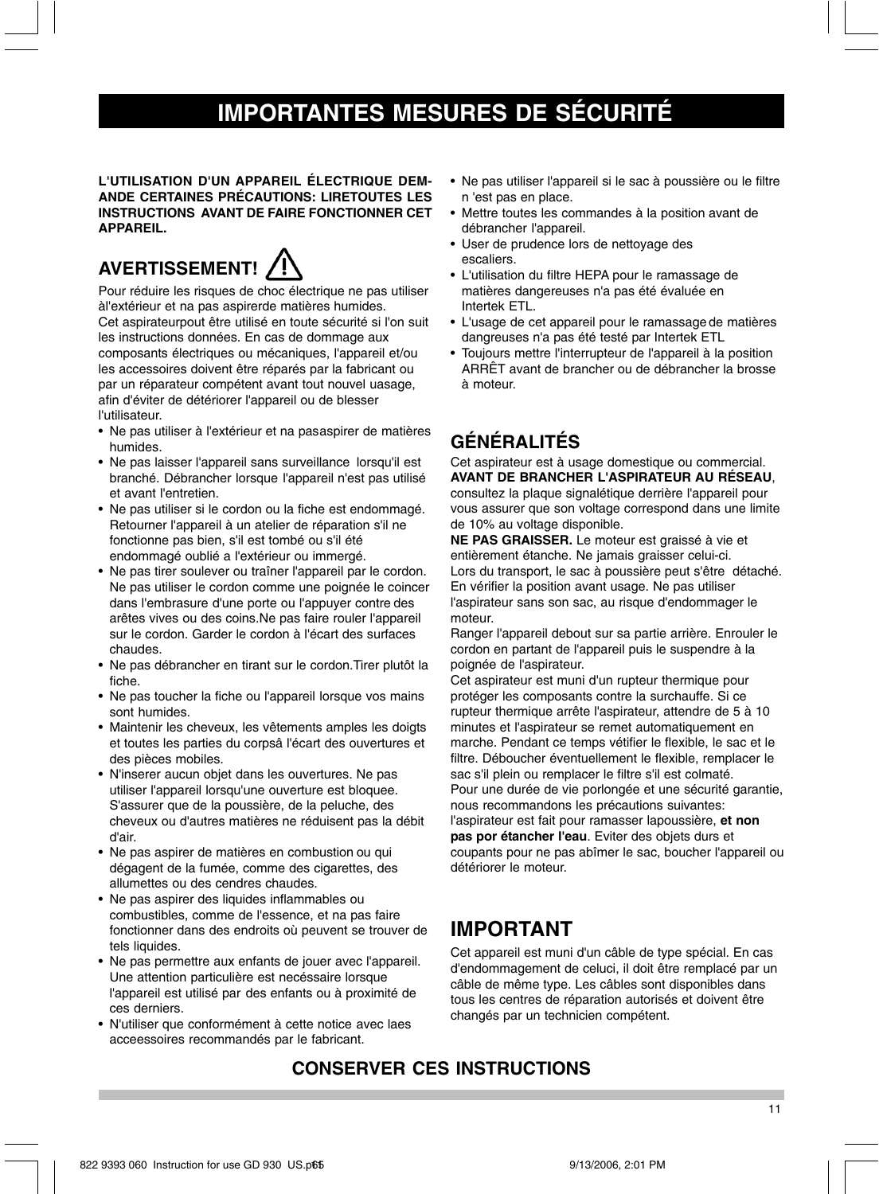# IMPORTANTES MESURES DE SÉCURITÉ

**L'UTILISATION D'UN APPAREIL ÉLECTRIQUE DEMANDE CERTAINES PRÉCAUTIONS: LIRETOUTES LES INSTRUCTIONS AVANT DE FAIRE FONCTIONNER CET APPAREIL.**

## AVERTISSEMENT!

Pour réduire les risques de choc électrique ne pas utiliser àl'extérieur et na pas aspirerde matières humides.
Cet aspirateurpout être utilisé en toute sécurité si l'on suit les instructions données. En cas de dommage aux composants électriques ou mécaniques, l'appareil et/ou les accessoires doivent être réparés par la fabricant ou par un réparateur compétent avant tout nouvel uasage, afin d'éviter de détériorer l'appareil ou de blesser l'utilisateur.

- Ne pas utiliser à l'extérieur et na pasaspirer de matières humides.
- Ne pas laisser l'appareil sans surveillance lorsqu'il est branché. Débrancher lorsque l'appareil n'est pas utilisé et avant l'entretien.
- Ne pas utiliser si le cordon ou la fiche est endommagé. Retourner l'appareil à un atelier de réparation s'il ne fonctionne pas bien, s'il est tombé ou s'il été endommagé oublié a l'extérieur ou immergé.
- Ne pas tirer soulever ou traîner l'appareil par le cordon. Ne pas utiliser le cordon comme une poignée le coincer dans l'embrasure d'une porte ou l'appuyer contre des arêtes vives ou des coins.Ne pas faire rouler l'appareil sur le cordon. Garder le cordon à l'écart des surfaces chaudes.
- Ne pas débrancher en tirant sur le cordon.Tirer plutôt la fiche.
- Ne pas toucher la fiche ou l'appareil lorsque vos mains sont humides.
- Maintenir les cheveux, les vêtements amples les doigts et toutes les parties du corpsâ l'écart des ouvertures et des pièces mobiles.
- N'inserer aucun objet dans les ouvertures. Ne pas utiliser l'appareil lorsqu'une ouverture est bloquee. S'assurer que de la poussière, de la peluche, des cheveux ou d'autres matières ne réduisent pas la débit d'air.
- Ne pas aspirer de matières en combustion ou qui dégagent de la fumée, comme des cigarettes, des allumettes ou des cendres chaudes.
- Ne pas aspirer des liquides inflammables ou combustibles, comme de l'essence, et na pas faire fonctionner dans des endroits où peuvent se trouver de tels liquides.
- Ne pas permettre aux enfants de jouer avec l'appareil. Une attention particulière est necéssaire lorsque l'appareil est utilisé par des enfants ou à proximité de ces derniers.
- N'utiliser que conformément à cette notice avec laes acceessoires recommandés par le fabricant.
- Ne pas utiliser l'appareil si le sac à poussière ou le filtre n 'est pas en place.
- Mettre toutes les commandes à la position avant de débrancher l'appareil.
- User de prudence lors de nettoyage des escaliers.
- L'utilisation du filtre HEPA pour le ramassage de matières dangereuses n'a pas été évaluée en Intertek ETL.
- L'usage de cet appareil pour le ramassage de matières dangreuses n'a pas été testé par Intertek ETL
- Toujours mettre l'interrupteur de l'appareil à la position ARRÊT avant de brancher ou de débrancher la brosse à moteur.

## GÉNÉRALITÉS

Cet aspirateur est à usage domestique ou commercial. **AVANT DE BRANCHER L'ASPIRATEUR AU RÉSEAU**, consultez la plaque signalétique derrière l'appareil pour vous assurer que son voltage correspond dans une limite de 10% au voltage disponible.
**NE PAS GRAISSER.** Le moteur est graissé à vie et entièrement étanche. Ne jamais graisser celui-ci.
Lors du transport, le sac à poussière peut s'être détaché. En vérifier la position avant usage. Ne pas utiliser l'aspirateur sans son sac, au risque d'endommager le moteur.
Ranger l'appareil debout sur sa partie arrière. Enrouler le cordon en partant de l'appareil puis le suspendre à la poignée de l'aspirateur.
Cet aspirateur est muni d'un rupteur thermique pour protéger les composants contre la surchauffe. Si ce rupteur thermique arrête l'aspirateur, attendre de 5 à 10 minutes et l'aspirateur se remet automatiquement en marche. Pendant ce temps vétifier le flexible, le sac et le filtre. Déboucher éventuellement le flexible, remplacer le sac s'il plein ou remplacer le filtre s'il est colmaté.
Pour une durée de vie porlongée et une sécurité garantie, nous recommandons les précautions suivantes: l'aspirateur est fait pour ramasser lapoussière, **et non pas por étancher l'eau**. Eviter des objets durs et coupants pour ne pas abîmer le sac, boucher l'appareil ou détériorer le moteur.

## IMPORTANT

Cet appareil est muni d'un câble de type spécial. En cas d'endommagement de celuci, il doit être remplacé par un câble de même type. Les câbles sont disponibles dans tous les centres de réparation autorisés et doivent être changés par un technicien compétent.

**CONSERVER CES INSTRUCTIONS**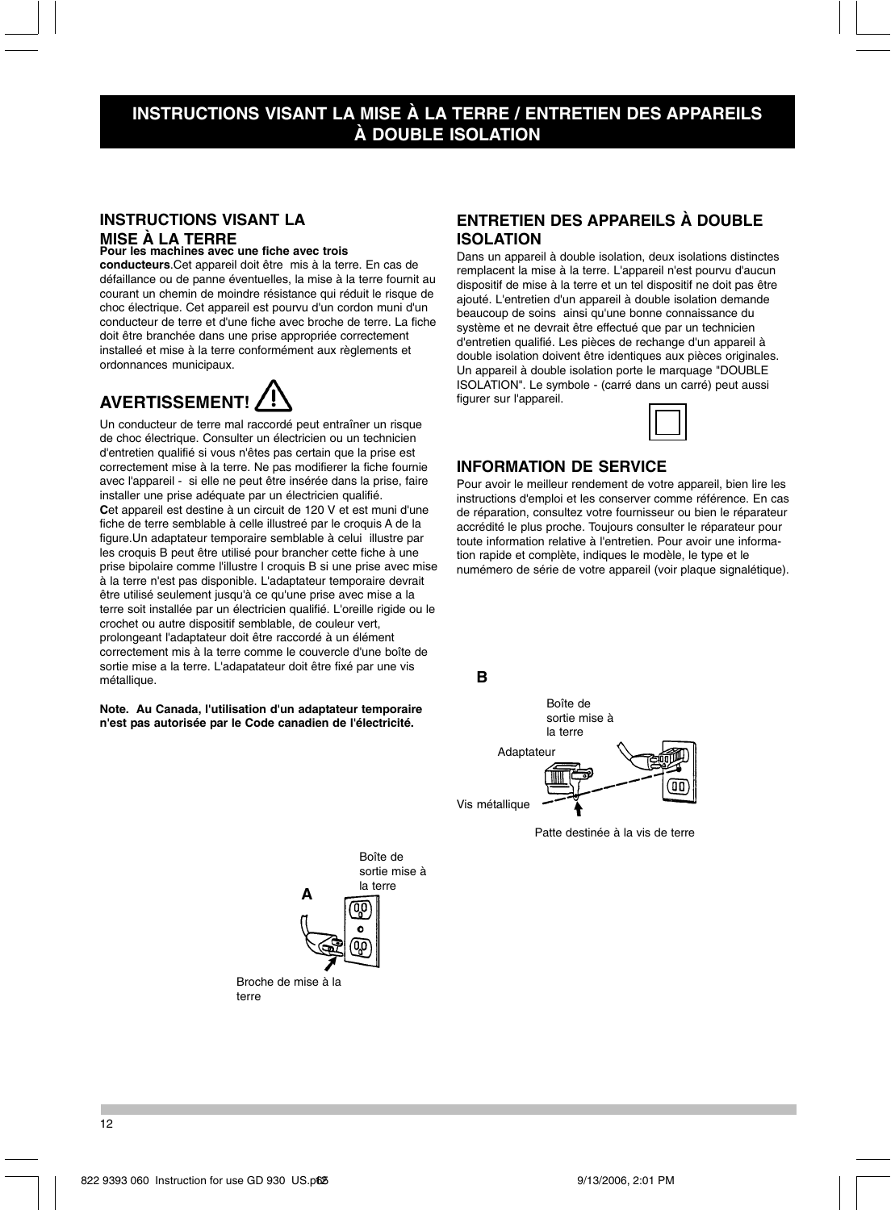# INSTRUCTIONS VISANT LA MISE À LA TERRE / ENTRETIEN DES APPAREILS À DOUBLE ISOLATION

## INSTRUCTIONS VISANT LA MISE À LA TERRE

**Pour les machines avec une fiche avec trois conducteurs**.Cet appareil doit être mis à la terre. En cas de défaillance ou de panne éventuelles, la mise à la terre fournit au courant un chemin de moindre résistance qui réduit le risque de choc électrique. Cet appareil est pourvu d'un cordon muni d'un conducteur de terre et d'une fiche avec broche de terre. La fiche doit être branchée dans une prise appropriée correctement installeé et mise à la terre conformément aux règlements et ordonnances municipaux.

## AVERTISSEMENT!

Un conducteur de terre mal raccordé peut entraîner un risque de choc électrique. Consulter un électricien ou un technicien d'entretien qualifié si vous n'êtes pas certain que la prise est correctement mise à la terre. Ne pas modifierer la fiche fournie avec l'appareil - si elle ne peut être insérée dans la prise, faire installer une prise adéquate par un électricien qualifié.

**C**et appareil est destine à un circuit de 120 V et est muni d'une fiche de terre semblable à celle illustreé par le croquis A de la figure.Un adaptateur temporaire semblable à celui illustre par les croquis B peut être utilisé pour brancher cette fiche à une prise bipolaire comme l'illustre l croquis B si une prise avec mise à la terre n'est pas disponible. L'adaptateur temporaire devrait être utilisé seulement jusqu'à ce qu'une prise avec mise a la terre soit installée par un électricien qualifié. L'oreille rigide ou le crochet ou autre dispositif semblable, de couleur vert, prolongeant l'adaptateur doit être raccordé à un élément correctement mis à la terre comme le couvercle d'une boîte de sortie mise a la terre. L'adapatateur doit être fixé par une vis métallique.

**Note. Au Canada, l'utilisation d'un adaptateur temporaire n'est pas autorisée par le Code canadien de l'électricité.**

A

Boîte de sortie mise à la terre

Broche de mise à la terre

## ENTRETIEN DES APPAREILS À DOUBLE ISOLATION

Dans un appareil à double isolation, deux isolations distinctes remplacent la mise à la terre. L'appareil n'est pourvu d'aucun dispositif de mise à la terre et un tel dispositif ne doit pas être ajouté. L'entretien d'un appareil à double isolation demande beaucoup de soins ainsi qu'une bonne connaissance du système et ne devrait être effectué que par un technicien d'entretien qualifié. Les pièces de rechange d'un appareil à double isolation doivent être identiques aux pièces originales. Un appareil à double isolation porte le marquage "DOUBLE ISOLATION". Le symbole - (carré dans un carré) peut aussi figurer sur l'appareil.

## INFORMATION DE SERVICE

Pour avoir le meilleur rendement de votre appareil, bien lire les instructions d'emploi et les conserver comme référence. En cas de réparation, consultez votre fournisseur ou bien le réparateur accrédité le plus proche. Toujours consulter le réparateur pour toute information relative à l'entretien. Pour avoir une information rapide et complète, indiques le modèle, le type et le numémero de série de votre appareil (voir plaque signalétique).

B

Boîte de sortie mise à la terre

Adaptateur

Vis métallique

Patte destinée à la vis de terre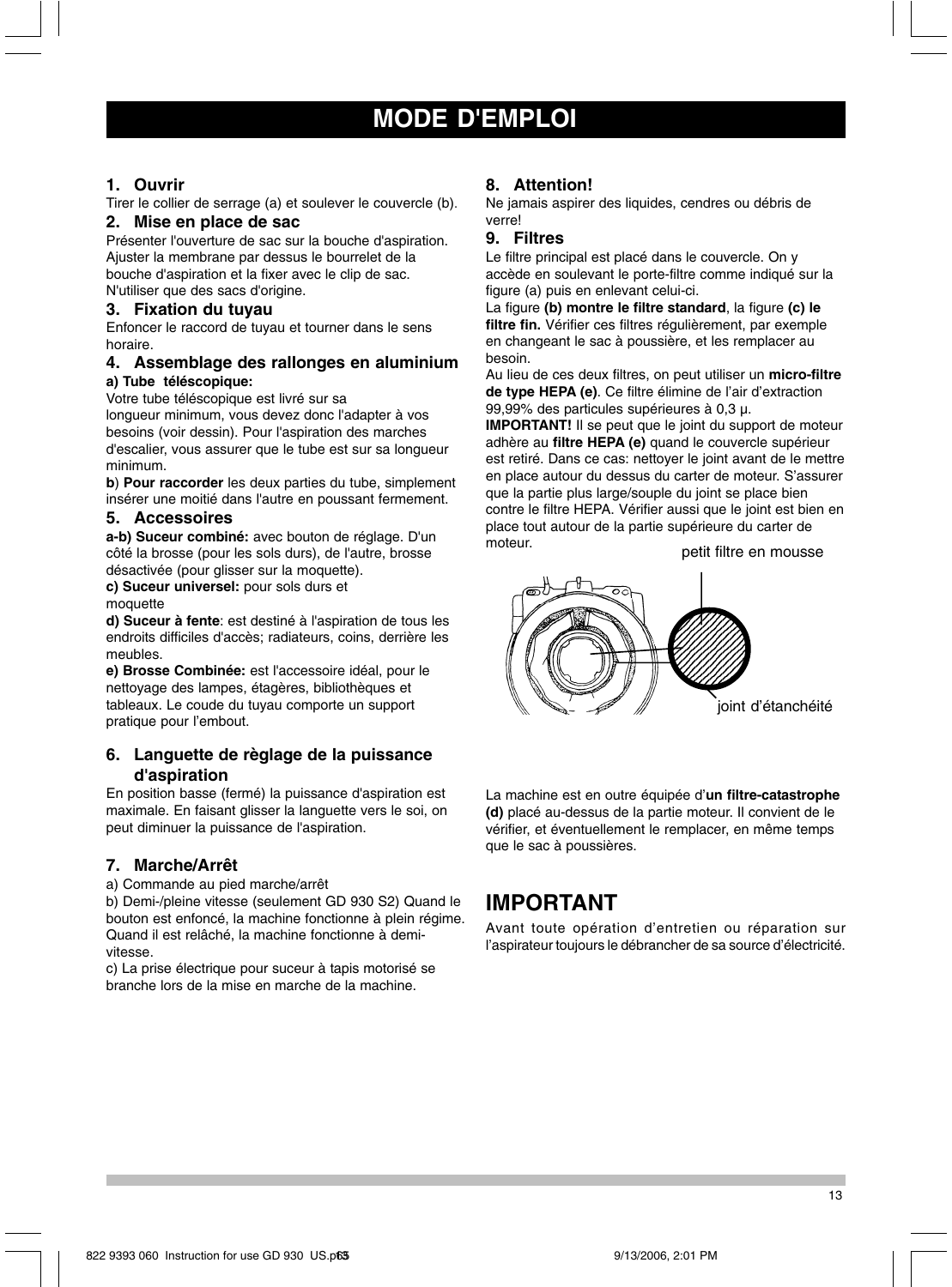# MODE D'EMPLOI

## 1. Ouvrir

Tirer le collier de serrage (a) et soulever le couvercle (b).

## 2. Mise en place de sac

Présenter l'ouverture de sac sur la bouche d'aspiration. Ajuster la membrane par dessus le bourrelet de la bouche d'aspiration et la fixer avec le clip de sac. N'utiliser que des sacs d'origine.

## 3. Fixation du tuyau

Enfoncer le raccord de tuyau et tourner dans le sens horaire.

## 4. Assemblage des rallonges en aluminium

**a) Tube téléscopique:**
Votre tube téléscopique est livré sur sa longueur minimum, vous devez donc l'adapter à vos besoins (voir dessin). Pour l'aspiration des marches d'escalier, vous assurer que le tube est sur sa longueur minimum.

**b**) **Pour raccorder** les deux parties du tube, simplement insérer une moitié dans l'autre en poussant fermement.

## 5. Accessoires

**a-b) Suceur combiné:** avec bouton de réglage. D'un côté la brosse (pour les sols durs), de l'autre, brosse désactivée (pour glisser sur la moquette).

**c) Suceur universel:** pour sols durs et moquette

**d) Suceur à fente**: est destiné à l'aspiration de tous les endroits difficiles d'accès; radiateurs, coins, derrière les meubles.

**e) Brosse Combinée:** est l'accessoire idéal, pour le nettoyage des lampes, étagères, bibliothèques et tableaux. Le coude du tuyau comporte un support pratique pour l'embout.

## 6. Languette de règlage de la puissance d'aspiration

En position basse (fermé) la puissance d'aspiration est maximale. En faisant glisser la languette vers le soi, on peut diminuer la puissance de l'aspiration.

## 7. Marche/Arrêt

a) Commande au pied marche/arrêt

b) Demi-/pleine vitesse (seulement GD 930 S2) Quand le bouton est enfoncé, la machine fonctionne à plein régime. Quand il est relâché, la machine fonctionne à demi-vitesse.

c) La prise électrique pour suceur à tapis motorisé se branche lors de la mise en marche de la machine.

## 8. Attention!

Ne jamais aspirer des liquides, cendres ou débris de verre!

## 9. Filtres

Le filtre principal est placé dans le couvercle. On y accède en soulevant le porte-filtre comme indiqué sur la figure (a) puis en enlevant celui-ci.

La figure **(b) montre le filtre standard**, la figure **(c) le filtre fin.** Vérifier ces filtres régulièrement, par exemple en changeant le sac à poussière, et les remplacer au besoin.

Au lieu de ces deux filtres, on peut utiliser un **micro-filtre de type HEPA (e)**. Ce filtre élimine de l'air d'extraction 99,99% des particules supérieures à 0,3 µ.

**IMPORTANT!** Il se peut que le joint du support de moteur adhère au **filtre HEPA (e)** quand le couvercle supérieur est retiré. Dans ce cas: nettoyer le joint avant de le mettre en place autour du dessus du carter de moteur. S'assurer que la partie plus large/souple du joint se place bien contre le filtre HEPA. Vérifier aussi que le joint est bien en place tout autour de la partie supérieure du carter de moteur.

petit filtre en mousse

joint d'étanchéité

La machine est en outre équipée d'**un filtre-catastrophe (d)** placé au-dessus de la partie moteur. Il convient de le vérifier, et éventuellement le remplacer, en même temps que le sac à poussières.

# IMPORTANT

Avant toute opération d'entretien ou réparation sur l'aspirateur toujours le débrancher de sa source d'électricité.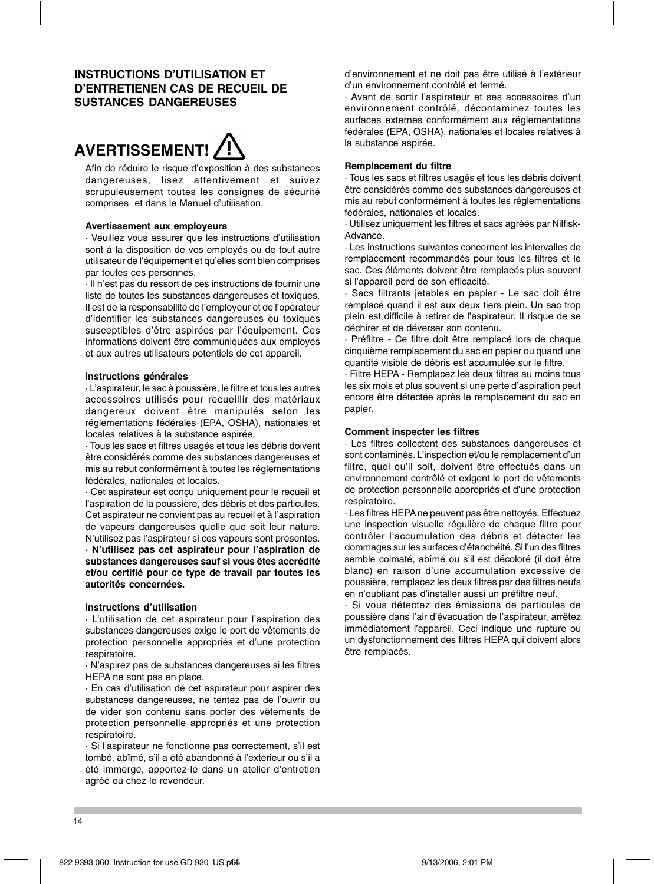## INSTRUCTIONS D'UTILISATION ET D'ENTRETIENEN CAS DE RECUEIL DE SUSTANCES DANGEREUSES

# AVERTISSEMENT!

Afin de réduire le risque d'exposition à des substances dangereuses, lisez attentivement et suivez scrupuleusement toutes les consignes de sécurité comprises et dans le Manuel d'utilisation.

**Avertissement aux employeurs**

· Veuillez vous assurer que les instructions d'utilisation sont à la disposition de vos employés ou de tout autre utilisateur de l'équipement et qu'elles sont bien comprises par toutes ces personnes.

· Il n'est pas du ressort de ces instructions de fournir une liste de toutes les substances dangereuses et toxiques. Il est de la responsabilité de l'employeur et de l'opérateur d'identifier les substances dangereuses ou toxiques susceptibles d'être aspirées par l'équipement. Ces informations doivent être communiquées aux employés et aux autres utilisateurs potentiels de cet appareil.

**Instructions générales**

· L'aspirateur, le sac à poussière, le filtre et tous les autres accessoires utilisés pour recueillir des matériaux dangereux doivent être manipulés selon les réglementations fédérales (EPA, OSHA), nationales et locales relatives à la substance aspirée.

· Tous les sacs et filtres usagés et tous les débris doivent être considérés comme des substances dangereuses et mis au rebut conformément à toutes les réglementations fédérales, nationales et locales.

· Cet aspirateur est conçu uniquement pour le recueil et l'aspiration de la poussière, des débris et des particules. Cet aspirateur ne convient pas au recueil et à l'aspiration de vapeurs dangereuses quelle que soit leur nature. N'utilisez pas l'aspirateur si ces vapeurs sont présentes.

**· N'utilisez pas cet aspirateur pour l'aspiration de substances dangereuses sauf si vous êtes accrédité et/ou certifié pour ce type de travail par toutes les autorités concernées.**

**Instructions d'utilisation**

· L'utilisation de cet aspirateur pour l'aspiration des substances dangereuses exige le port de vêtements de protection personnelle appropriés et d'une protection respiratoire.

· N'aspirez pas de substances dangereuses si les filtres HEPA ne sont pas en place.

· En cas d'utilisation de cet aspirateur pour aspirer des substances dangereuses, ne tentez pas de l'ouvrir ou de vider son contenu sans porter des vêtements de protection personnelle appropriés et une protection respiratoire.

· Si l'aspirateur ne fonctionne pas correctement, s'il est tombé, abîmé, s'il a été abandonné à l'extérieur ou s'il a été immergé, apportez-le dans un atelier d'entretien agréé ou chez le revendeur.

· Cet aspirateur ne doit être utilisé que dans un environnement et ne doit pas être utilisé à l'extérieur d'un environnement contrôlé et fermé.

· Avant de sortir l'aspirateur et ses accessoires d'un environnement contrôlé, décontaminez toutes les surfaces externes conformément aux réglementations fédérales (EPA, OSHA), nationales et locales relatives à la substance aspirée.

**Remplacement du filtre**

· Tous les sacs et filtres usagés et tous les débris doivent être considérés comme des substances dangereuses et mis au rebut conformément à toutes les réglementations fédérales, nationales et locales.

· Utilisez uniquement les filtres et sacs agréés par Nilfisk-Advance.

· Les instructions suivantes concernent les intervalles de remplacement recommandés pour tous les filtres et le sac. Ces éléments doivent être remplacés plus souvent si l'appareil perd de son efficacité.

· Sacs filtrants jetables en papier - Le sac doit être remplacé quand il est aux deux tiers plein. Un sac trop plein est difficile à retirer de l'aspirateur. Il risque de se déchirer et de déverser son contenu.

· Préfiltre - Ce filtre doit être remplacé lors de chaque cinquième remplacement du sac en papier ou quand une quantité visible de débris est accumulée sur le filtre.

· Filtre HEPA - Remplacez les deux filtres au moins tous les six mois et plus souvent si une perte d'aspiration peut encore être détectée après le remplacement du sac en papier.

**Comment inspecter les filtres**

· Les filtres collectent des substances dangereuses et sont contaminés. L'inspection et/ou le remplacement d'un filtre, quel qu'il soit, doivent être effectués dans un environnement contrôlé et exigent le port de vêtements de protection personnelle appropriés et d'une protection respiratoire.

· Les filtres HEPA ne peuvent pas être nettoyés. Effectuez une inspection visuelle régulière de chaque filtre pour contrôler l'accumulation des débris et détecter les dommages sur les surfaces d'étanchéité. Si l'un des filtres semble colmaté, abîmé ou s'il est décoloré (il doit être blanc) en raison d'une accumulation excessive de poussière, remplacez les deux filtres par des filtres neufs en n'oubliant pas d'installer aussi un préfiltre neuf.

· Si vous détectez des émissions de particules de poussière dans l'air d'évacuation de l'aspirateur, arrêtez immédiatement l'appareil. Ceci indique une rupture ou un dysfonctionnement des filtres HEPA qui doivent alors être remplacés.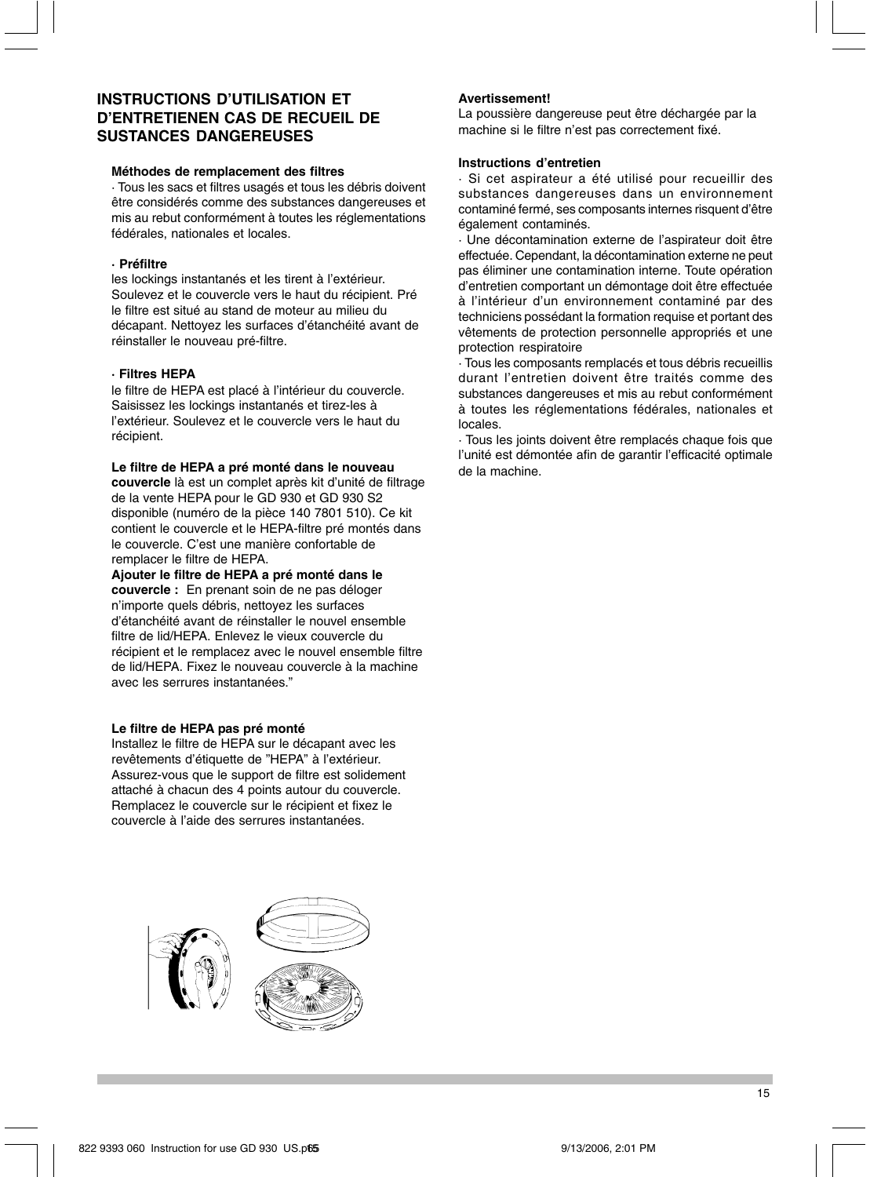## INSTRUCTIONS D'UTILISATION ET D'ENTRETIENEN CAS DE RECUEIL DE SUSTANCES DANGEREUSES

**Méthodes de remplacement des filtres**

· Tous les sacs et filtres usagés et tous les débris doivent être considérés comme des substances dangereuses et mis au rebut conformément à toutes les réglementations fédérales, nationales et locales.

**· Préfiltre**

les lockings instantanés et les tirent à l'extérieur. Soulevez et le couvercle vers le haut du récipient. Pré le filtre est situé au stand de moteur au milieu du décapant. Nettoyez les surfaces d'étanchéité avant de réinstaller le nouveau pré-filtre.

**· Filtres HEPA**

le filtre de HEPA est placé à l'intérieur du couvercle. Saisissez les lockings instantanés et tirez-les à l'extérieur. Soulevez et le couvercle vers le haut du récipient.

**Le filtre de HEPA a pré monté dans le nouveau couvercle** là est un complet après kit d'unité de filtrage de la vente HEPA pour le GD 930 et GD 930 S2 disponible (numéro de la pièce 140 7801 510). Ce kit contient le couvercle et le HEPA-filtre pré montés dans le couvercle. C'est une manière confortable de remplacer le filtre de HEPA.

**Ajouter le filtre de HEPA a pré monté dans le couvercle :** En prenant soin de ne pas déloger n'importe quels débris, nettoyez les surfaces d'étanchéité avant de réinstaller le nouvel ensemble filtre de lid/HEPA. Enlevez le vieux couvercle du récipient et le remplacez avec le nouvel ensemble filtre de lid/HEPA. Fixez le nouveau couvercle à la machine avec les serrures instantanées."

**Le filtre de HEPA pas pré monté**

Installez le filtre de HEPA sur le décapant avec les revêtements d'étiquette de "HEPA" à l'extérieur. Assurez-vous que le support de filtre est solidement attaché à chacun des 4 points autour du couvercle. Remplacez le couvercle sur le récipient et fixez le couvercle à l'aide des serrures instantanées.

**Avertissement!**

La poussière dangereuse peut être déchargée par la machine si le filtre n'est pas correctement fixé.

**Instructions d'entretien**

· Si cet aspirateur a été utilisé pour recueillir des substances dangereuses dans un environnement contaminé fermé, ses composants internes risquent d'être également contaminés.

· Une décontamination externe de l'aspirateur doit être effectuée. Cependant, la décontamination externe ne peut pas éliminer une contamination interne. Toute opération d'entretien comportant un démontage doit être effectuée à l'intérieur d'un environnement contaminé par des techniciens possédant la formation requise et portant des vêtements de protection personnelle appropriés et une protection respiratoire

· Tous les composants remplacés et tous débris recueillis durant l'entretien doivent être traités comme des substances dangereuses et mis au rebut conformément à toutes les réglementations fédérales, nationales et locales.

· Tous les joints doivent être remplacés chaque fois que l'unité est démontée afin de garantir l'efficacité optimale de la machine.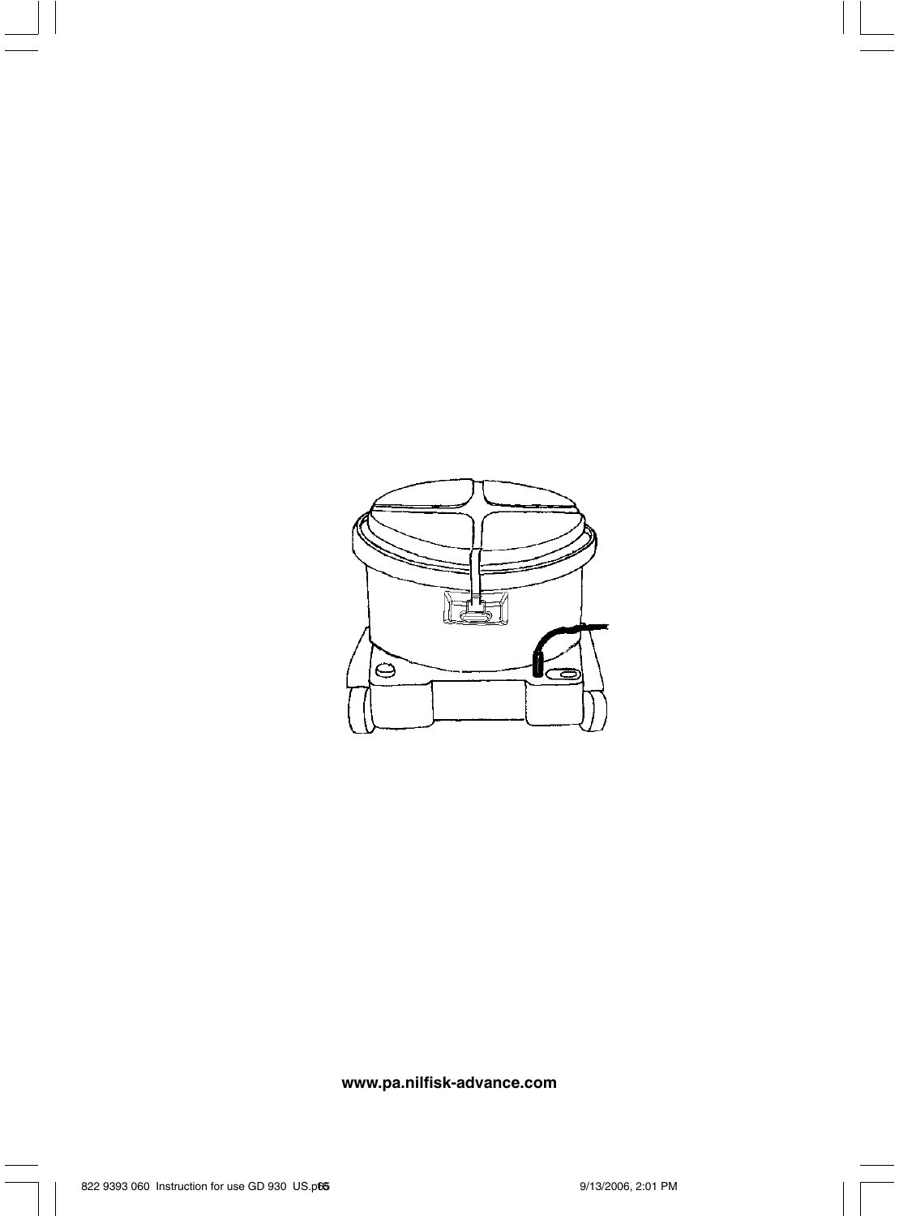www.pa.nilfisk-advance.com